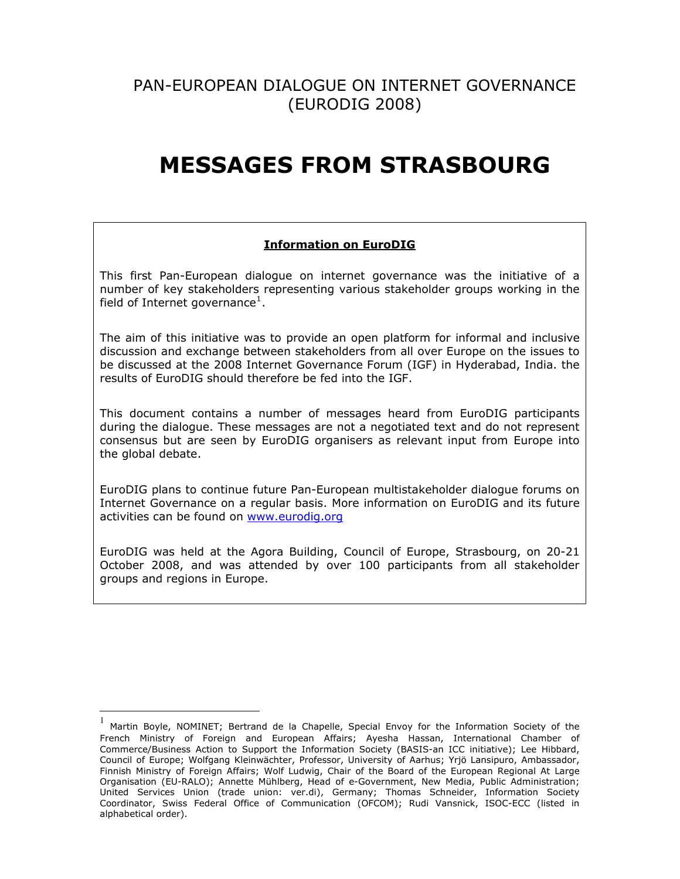PAN-EUROPEAN DIALOGUE ON INTERNET GOVERNANCE
(EURODIG 2008)

# MESSAGES FROM STRASBOURG

**Information on EuroDIG**

This first Pan-European dialogue on internet governance was the initiative of a number of key stakeholders representing various stakeholder groups working in the field of Internet governance[1].

The aim of this initiative was to provide an open platform for informal and inclusive discussion and exchange between stakeholders from all over Europe on the issues to be discussed at the 2008 Internet Governance Forum (IGF) in Hyderabad, India. the results of EuroDIG should therefore be fed into the IGF.

This document contains a number of messages heard from EuroDIG participants during the dialogue. These messages are not a negotiated text and do not represent consensus but are seen by EuroDIG organisers as relevant input from Europe into the global debate.

EuroDIG plans to continue future Pan-European multistakeholder dialogue forums on Internet Governance on a regular basis. More information on EuroDIG and its future activities can be found on www.eurodig.org

EuroDIG was held at the Agora Building, Council of Europe, Strasbourg, on 20-21 October 2008, and was attended by over 100 participants from all stakeholder groups and regions in Europe.

---

[1] Martin Boyle, NOMINET; Bertrand de la Chapelle, Special Envoy for the Information Society of the French Ministry of Foreign and European Affairs; Ayesha Hassan, International Chamber of Commerce/Business Action to Support the Information Society (BASIS-an ICC initiative); Lee Hibbard, Council of Europe; Wolfgang Kleinwächter, Professor, University of Aarhus; Yrjö Lansipuro, Ambassador, Finnish Ministry of Foreign Affairs; Wolf Ludwig, Chair of the Board of the European Regional At Large Organisation (EU-RALO); Annette Mühlberg, Head of e-Government, New Media, Public Administration; United Services Union (trade union: ver.di), Germany; Thomas Schneider, Information Society Coordinator, Swiss Federal Office of Communication (OFCOM); Rudi Vansnick, ISOC-ECC (listed in alphabetical order).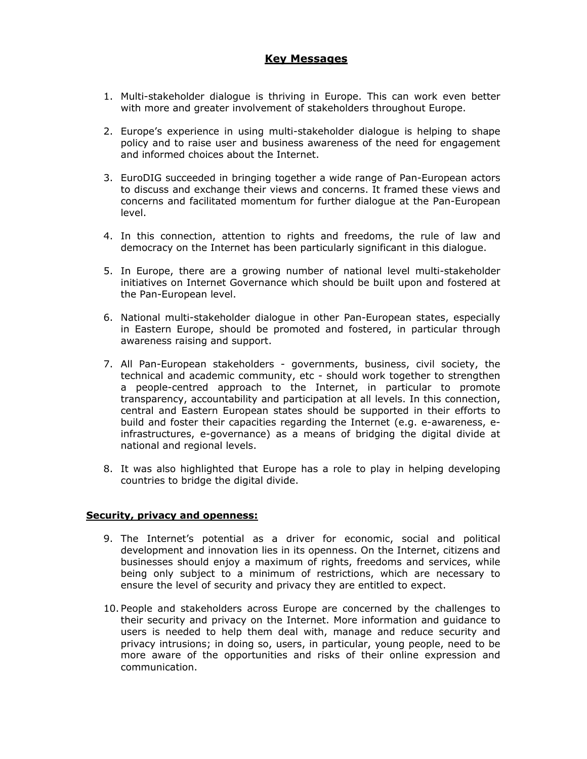# Key Messages

1. Multi-stakeholder dialogue is thriving in Europe. This can work even better with more and greater involvement of stakeholders throughout Europe.

2. Europe's experience in using multi-stakeholder dialogue is helping to shape policy and to raise user and business awareness of the need for engagement and informed choices about the Internet.

3. EuroDIG succeeded in bringing together a wide range of Pan-European actors to discuss and exchange their views and concerns. It framed these views and concerns and facilitated momentum for further dialogue at the Pan-European level.

4. In this connection, attention to rights and freedoms, the rule of law and democracy on the Internet has been particularly significant in this dialogue.

5. In Europe, there are a growing number of national level multi-stakeholder initiatives on Internet Governance which should be built upon and fostered at the Pan-European level.

6. National multi-stakeholder dialogue in other Pan-European states, especially in Eastern Europe, should be promoted and fostered, in particular through awareness raising and support.

7. All Pan-European stakeholders - governments, business, civil society, the technical and academic community, etc - should work together to strengthen a people-centred approach to the Internet, in particular to promote transparency, accountability and participation at all levels. In this connection, central and Eastern European states should be supported in their efforts to build and foster their capacities regarding the Internet (e.g. e-awareness, e-infrastructures, e-governance) as a means of bridging the digital divide at national and regional levels.

8. It was also highlighted that Europe has a role to play in helping developing countries to bridge the digital divide.

## Security, privacy and openness:

9. The Internet's potential as a driver for economic, social and political development and innovation lies in its openness. On the Internet, citizens and businesses should enjoy a maximum of rights, freedoms and services, while being only subject to a minimum of restrictions, which are necessary to ensure the level of security and privacy they are entitled to expect.

10. People and stakeholders across Europe are concerned by the challenges to their security and privacy on the Internet. More information and guidance to users is needed to help them deal with, manage and reduce security and privacy intrusions; in doing so, users, in particular, young people, need to be more aware of the opportunities and risks of their online expression and communication.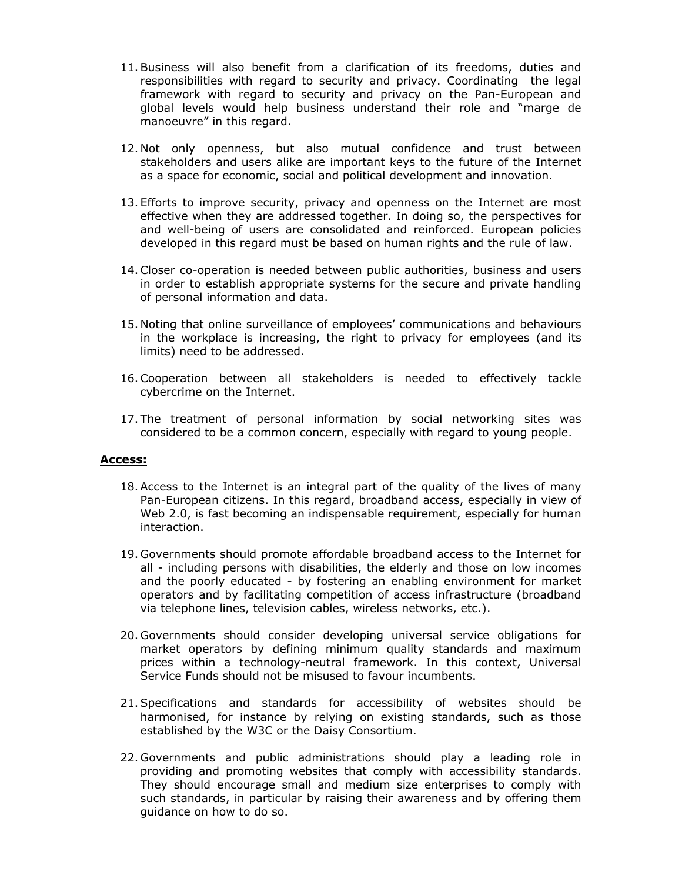11. Business will also benefit from a clarification of its freedoms, duties and responsibilities with regard to security and privacy. Coordinating the legal framework with regard to security and privacy on the Pan-European and global levels would help business understand their role and "marge de manoeuvre" in this regard.

12. Not only openness, but also mutual confidence and trust between stakeholders and users alike are important keys to the future of the Internet as a space for economic, social and political development and innovation.

13. Efforts to improve security, privacy and openness on the Internet are most effective when they are addressed together. In doing so, the perspectives for and well-being of users are consolidated and reinforced. European policies developed in this regard must be based on human rights and the rule of law.

14. Closer co-operation is needed between public authorities, business and users in order to establish appropriate systems for the secure and private handling of personal information and data.

15. Noting that online surveillance of employees' communications and behaviours in the workplace is increasing, the right to privacy for employees (and its limits) need to be addressed.

16. Cooperation between all stakeholders is needed to effectively tackle cybercrime on the Internet.

17. The treatment of personal information by social networking sites was considered to be a common concern, especially with regard to young people.

**Access:**

18. Access to the Internet is an integral part of the quality of the lives of many Pan-European citizens. In this regard, broadband access, especially in view of Web 2.0, is fast becoming an indispensable requirement, especially for human interaction.

19. Governments should promote affordable broadband access to the Internet for all - including persons with disabilities, the elderly and those on low incomes and the poorly educated - by fostering an enabling environment for market operators and by facilitating competition of access infrastructure (broadband via telephone lines, television cables, wireless networks, etc.).

20. Governments should consider developing universal service obligations for market operators by defining minimum quality standards and maximum prices within a technology-neutral framework. In this context, Universal Service Funds should not be misused to favour incumbents.

21. Specifications and standards for accessibility of websites should be harmonised, for instance by relying on existing standards, such as those established by the W3C or the Daisy Consortium.

22. Governments and public administrations should play a leading role in providing and promoting websites that comply with accessibility standards. They should encourage small and medium size enterprises to comply with such standards, in particular by raising their awareness and by offering them guidance on how to do so.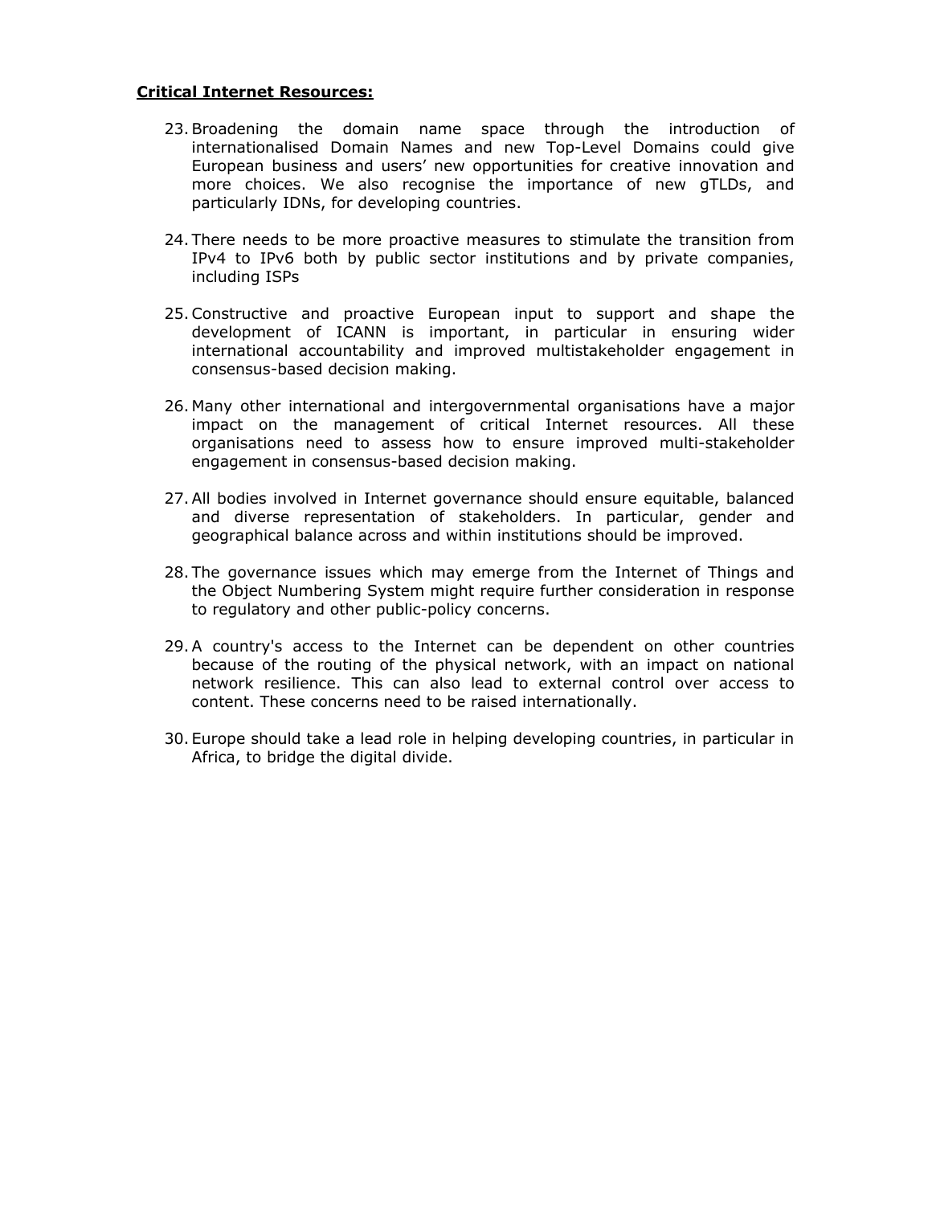**Critical Internet Resources:**

23. Broadening the domain name space through the introduction of internationalised Domain Names and new Top-Level Domains could give European business and users' new opportunities for creative innovation and more choices. We also recognise the importance of new gTLDs, and particularly IDNs, for developing countries.

24. There needs to be more proactive measures to stimulate the transition from IPv4 to IPv6 both by public sector institutions and by private companies, including ISPs

25. Constructive and proactive European input to support and shape the development of ICANN is important, in particular in ensuring wider international accountability and improved multistakeholder engagement in consensus-based decision making.

26. Many other international and intergovernmental organisations have a major impact on the management of critical Internet resources. All these organisations need to assess how to ensure improved multi-stakeholder engagement in consensus-based decision making.

27. All bodies involved in Internet governance should ensure equitable, balanced and diverse representation of stakeholders. In particular, gender and geographical balance across and within institutions should be improved.

28. The governance issues which may emerge from the Internet of Things and the Object Numbering System might require further consideration in response to regulatory and other public-policy concerns.

29. A country's access to the Internet can be dependent on other countries because of the routing of the physical network, with an impact on national network resilience. This can also lead to external control over access to content. These concerns need to be raised internationally.

30. Europe should take a lead role in helping developing countries, in particular in Africa, to bridge the digital divide.